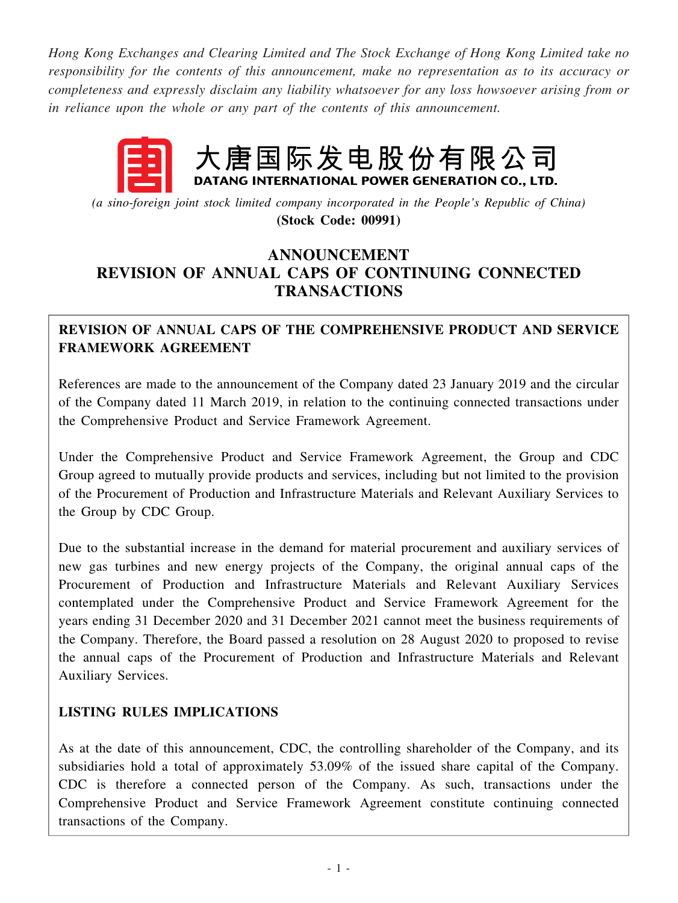*Hong Kong Exchanges and Clearing Limited and The Stock Exchange of Hong Kong Limited take no responsibility for the contents of this announcement, make no representation as to its accuracy or completeness and expressly disclaim any liability whatsoever for any loss howsoever arising from or in reliance upon the whole or any part of the contents of this announcement.*

大唐国际发电股份有限公司
**DATANG INTERNATIONAL POWER GENERATION CO., LTD.**

*(a sino-foreign joint stock limited company incorporated in the People's Republic of China)*
**(Stock Code: 00991)**

# ANNOUNCEMENT
# REVISION OF ANNUAL CAPS OF CONTINUING CONNECTED TRANSACTIONS

## REVISION OF ANNUAL CAPS OF THE COMPREHENSIVE PRODUCT AND SERVICE FRAMEWORK AGREEMENT

References are made to the announcement of the Company dated 23 January 2019 and the circular of the Company dated 11 March 2019, in relation to the continuing connected transactions under the Comprehensive Product and Service Framework Agreement.

Under the Comprehensive Product and Service Framework Agreement, the Group and CDC Group agreed to mutually provide products and services, including but not limited to the provision of the Procurement of Production and Infrastructure Materials and Relevant Auxiliary Services to the Group by CDC Group.

Due to the substantial increase in the demand for material procurement and auxiliary services of new gas turbines and new energy projects of the Company, the original annual caps of the Procurement of Production and Infrastructure Materials and Relevant Auxiliary Services contemplated under the Comprehensive Product and Service Framework Agreement for the years ending 31 December 2020 and 31 December 2021 cannot meet the business requirements of the Company. Therefore, the Board passed a resolution on 28 August 2020 to proposed to revise the annual caps of the Procurement of Production and Infrastructure Materials and Relevant Auxiliary Services.

## LISTING RULES IMPLICATIONS

As at the date of this announcement, CDC, the controlling shareholder of the Company, and its subsidiaries hold a total of approximately 53.09% of the issued share capital of the Company. CDC is therefore a connected person of the Company. As such, transactions under the Comprehensive Product and Service Framework Agreement constitute continuing connected transactions of the Company.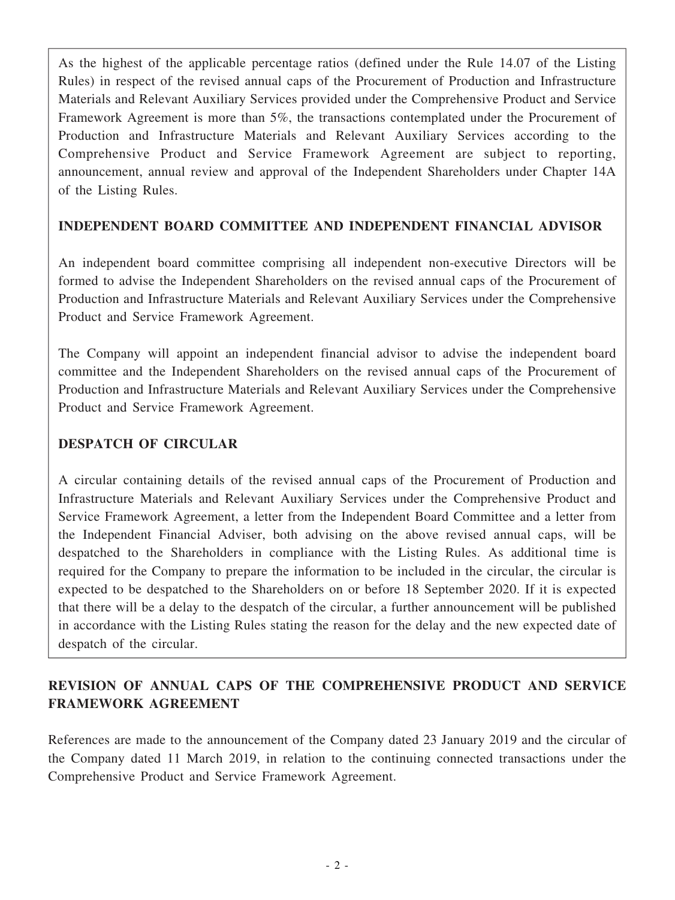As the highest of the applicable percentage ratios (defined under the Rule 14.07 of the Listing Rules) in respect of the revised annual caps of the Procurement of Production and Infrastructure Materials and Relevant Auxiliary Services provided under the Comprehensive Product and Service Framework Agreement is more than 5%, the transactions contemplated under the Procurement of Production and Infrastructure Materials and Relevant Auxiliary Services according to the Comprehensive Product and Service Framework Agreement are subject to reporting, announcement, annual review and approval of the Independent Shareholders under Chapter 14A of the Listing Rules.

**INDEPENDENT BOARD COMMITTEE AND INDEPENDENT FINANCIAL ADVISOR**

An independent board committee comprising all independent non-executive Directors will be formed to advise the Independent Shareholders on the revised annual caps of the Procurement of Production and Infrastructure Materials and Relevant Auxiliary Services under the Comprehensive Product and Service Framework Agreement.

The Company will appoint an independent financial advisor to advise the independent board committee and the Independent Shareholders on the revised annual caps of the Procurement of Production and Infrastructure Materials and Relevant Auxiliary Services under the Comprehensive Product and Service Framework Agreement.

**DESPATCH OF CIRCULAR**

A circular containing details of the revised annual caps of the Procurement of Production and Infrastructure Materials and Relevant Auxiliary Services under the Comprehensive Product and Service Framework Agreement, a letter from the Independent Board Committee and a letter from the Independent Financial Adviser, both advising on the above revised annual caps, will be despatched to the Shareholders in compliance with the Listing Rules. As additional time is required for the Company to prepare the information to be included in the circular, the circular is expected to be despatched to the Shareholders on or before 18 September 2020. If it is expected that there will be a delay to the despatch of the circular, a further announcement will be published in accordance with the Listing Rules stating the reason for the delay and the new expected date of despatch of the circular.

## REVISION OF ANNUAL CAPS OF THE COMPREHENSIVE PRODUCT AND SERVICE FRAMEWORK AGREEMENT

References are made to the announcement of the Company dated 23 January 2019 and the circular of the Company dated 11 March 2019, in relation to the continuing connected transactions under the Comprehensive Product and Service Framework Agreement.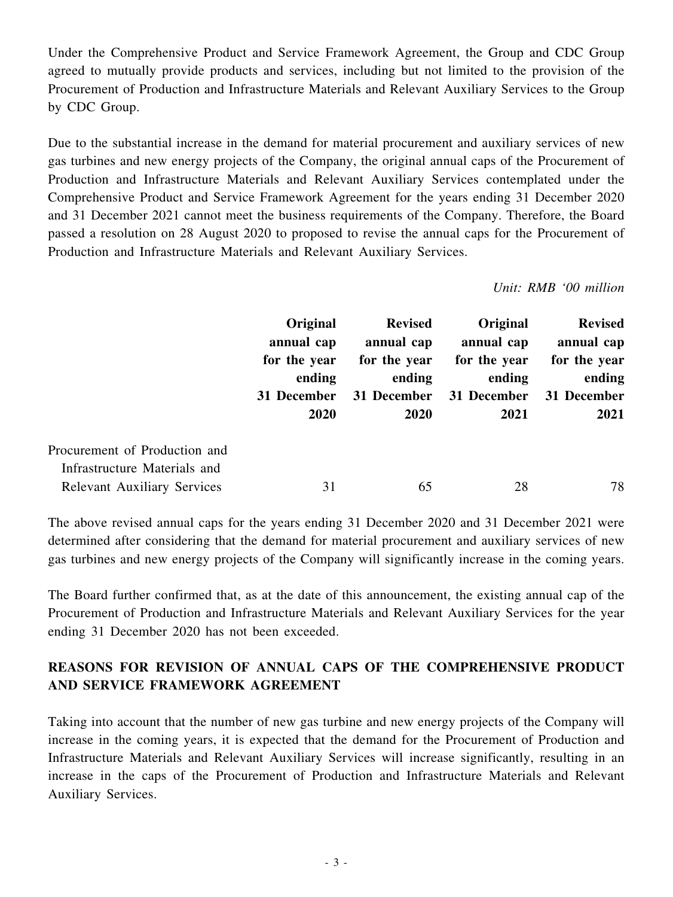Under the Comprehensive Product and Service Framework Agreement, the Group and CDC Group agreed to mutually provide products and services, including but not limited to the provision of the Procurement of Production and Infrastructure Materials and Relevant Auxiliary Services to the Group by CDC Group.

Due to the substantial increase in the demand for material procurement and auxiliary services of new gas turbines and new energy projects of the Company, the original annual caps of the Procurement of Production and Infrastructure Materials and Relevant Auxiliary Services contemplated under the Comprehensive Product and Service Framework Agreement for the years ending 31 December 2020 and 31 December 2021 cannot meet the business requirements of the Company. Therefore, the Board passed a resolution on 28 August 2020 to proposed to revise the annual caps for the Procurement of Production and Infrastructure Materials and Relevant Auxiliary Services.

*Unit: RMB '00 million*

| | **Original annual cap for the year ending 31 December 2020** | **Revised annual cap for the year ending 31 December 2020** | **Original annual cap for the year ending 31 December 2021** | **Revised annual cap for the year ending 31 December 2021** |
|---|---|---|---|---|
| Procurement of Production and Infrastructure Materials and Relevant Auxiliary Services | 31 | 65 | 28 | 78 |

The above revised annual caps for the years ending 31 December 2020 and 31 December 2021 were determined after considering that the demand for material procurement and auxiliary services of new gas turbines and new energy projects of the Company will significantly increase in the coming years.

The Board further confirmed that, as at the date of this announcement, the existing annual cap of the Procurement of Production and Infrastructure Materials and Relevant Auxiliary Services for the year ending 31 December 2020 has not been exceeded.

## REASONS FOR REVISION OF ANNUAL CAPS OF THE COMPREHENSIVE PRODUCT AND SERVICE FRAMEWORK AGREEMENT

Taking into account that the number of new gas turbine and new energy projects of the Company will increase in the coming years, it is expected that the demand for the Procurement of Production and Infrastructure Materials and Relevant Auxiliary Services will increase significantly, resulting in an increase in the caps of the Procurement of Production and Infrastructure Materials and Relevant Auxiliary Services.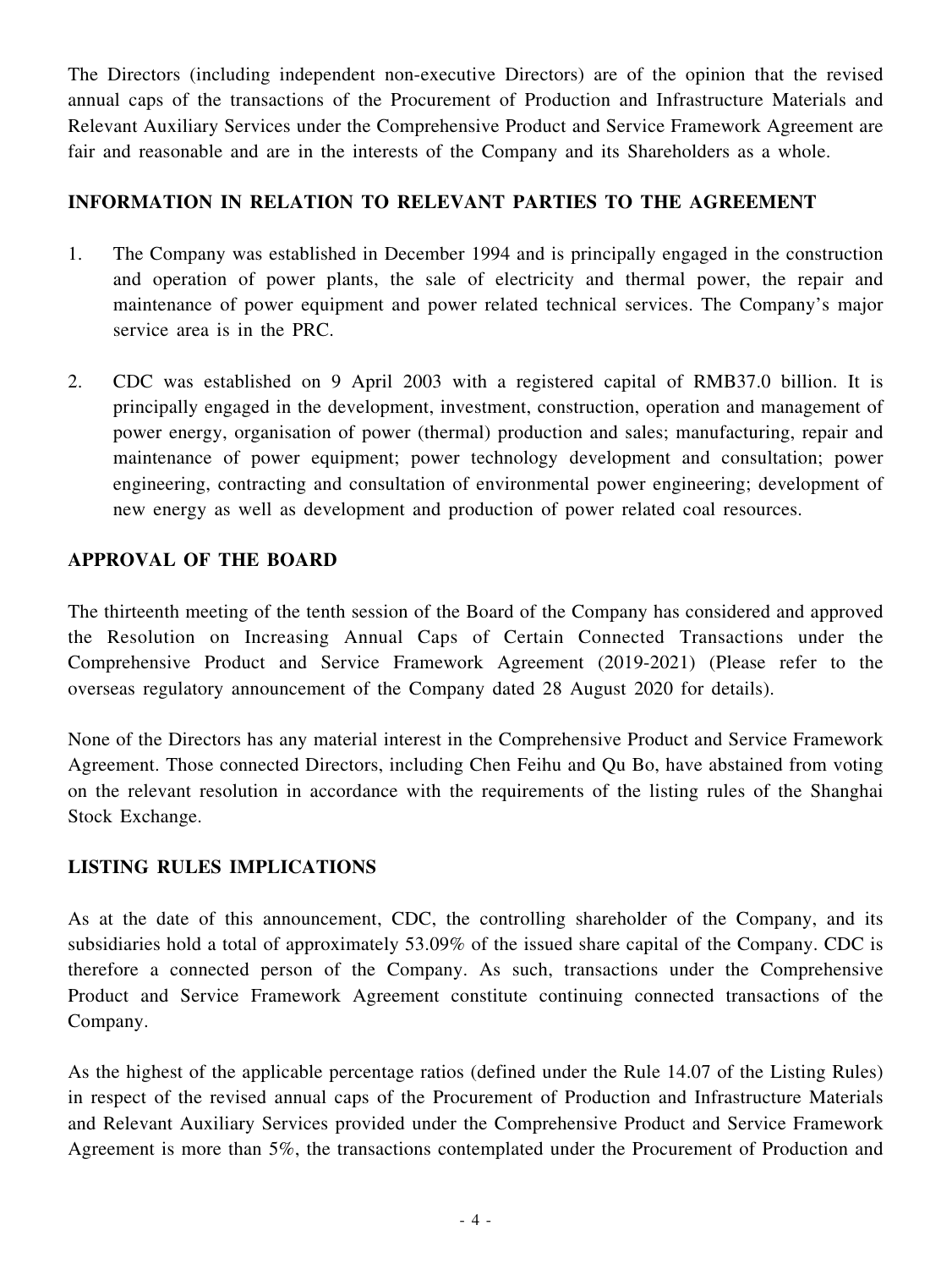The Directors (including independent non-executive Directors) are of the opinion that the revised annual caps of the transactions of the Procurement of Production and Infrastructure Materials and Relevant Auxiliary Services under the Comprehensive Product and Service Framework Agreement are fair and reasonable and are in the interests of the Company and its Shareholders as a whole.

## INFORMATION IN RELATION TO RELEVANT PARTIES TO THE AGREEMENT

1. The Company was established in December 1994 and is principally engaged in the construction and operation of power plants, the sale of electricity and thermal power, the repair and maintenance of power equipment and power related technical services. The Company's major service area is in the PRC.

2. CDC was established on 9 April 2003 with a registered capital of RMB37.0 billion. It is principally engaged in the development, investment, construction, operation and management of power energy, organisation of power (thermal) production and sales; manufacturing, repair and maintenance of power equipment; power technology development and consultation; power engineering, contracting and consultation of environmental power engineering; development of new energy as well as development and production of power related coal resources.

## APPROVAL OF THE BOARD

The thirteenth meeting of the tenth session of the Board of the Company has considered and approved the Resolution on Increasing Annual Caps of Certain Connected Transactions under the Comprehensive Product and Service Framework Agreement (2019-2021) (Please refer to the overseas regulatory announcement of the Company dated 28 August 2020 for details).

None of the Directors has any material interest in the Comprehensive Product and Service Framework Agreement. Those connected Directors, including Chen Feihu and Qu Bo, have abstained from voting on the relevant resolution in accordance with the requirements of the listing rules of the Shanghai Stock Exchange.

## LISTING RULES IMPLICATIONS

As at the date of this announcement, CDC, the controlling shareholder of the Company, and its subsidiaries hold a total of approximately 53.09% of the issued share capital of the Company. CDC is therefore a connected person of the Company. As such, transactions under the Comprehensive Product and Service Framework Agreement constitute continuing connected transactions of the Company.

As the highest of the applicable percentage ratios (defined under the Rule 14.07 of the Listing Rules) in respect of the revised annual caps of the Procurement of Production and Infrastructure Materials and Relevant Auxiliary Services provided under the Comprehensive Product and Service Framework Agreement is more than 5%, the transactions contemplated under the Procurement of Production and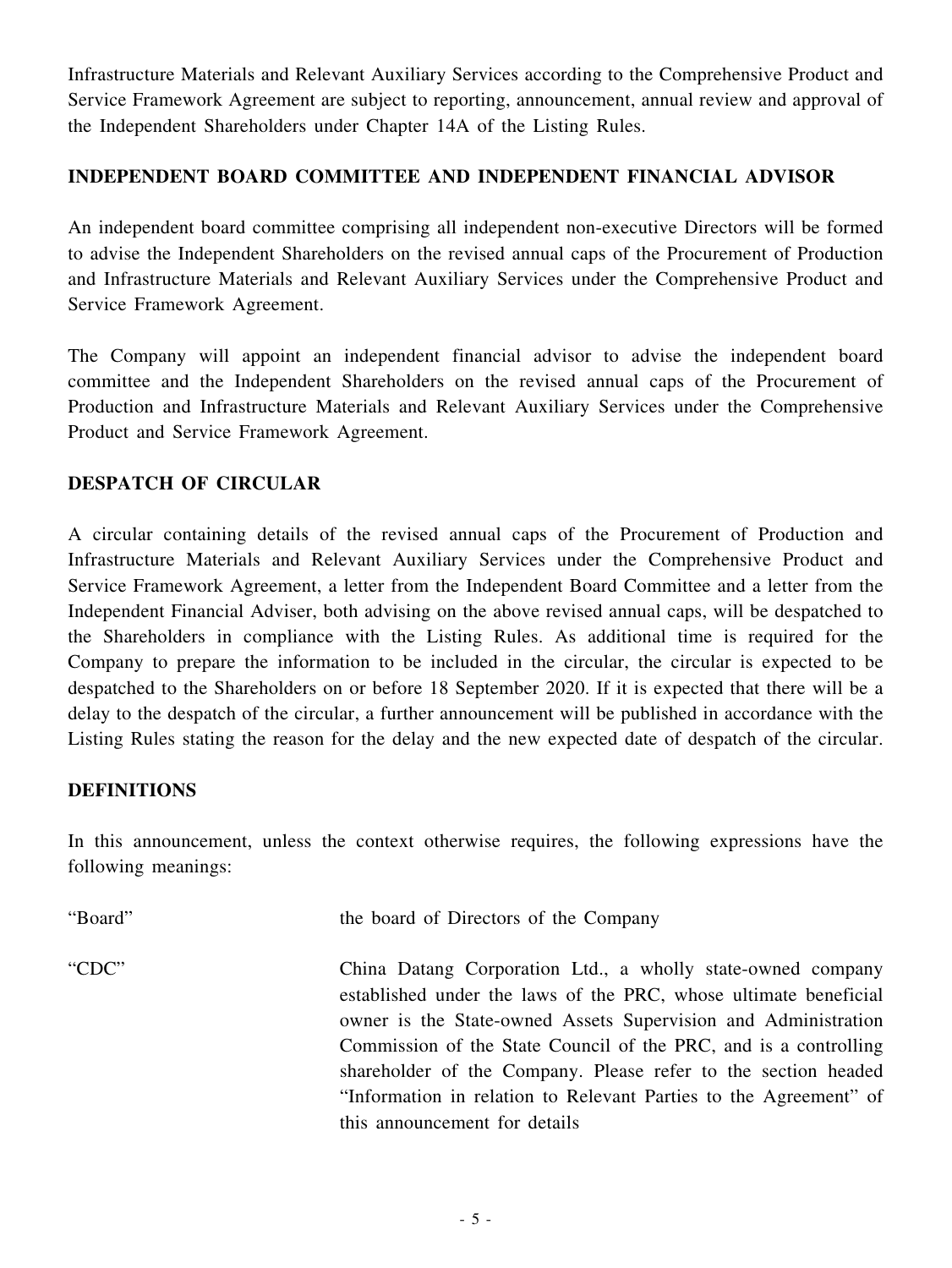Infrastructure Materials and Relevant Auxiliary Services according to the Comprehensive Product and Service Framework Agreement are subject to reporting, announcement, annual review and approval of the Independent Shareholders under Chapter 14A of the Listing Rules.

## INDEPENDENT BOARD COMMITTEE AND INDEPENDENT FINANCIAL ADVISOR

An independent board committee comprising all independent non-executive Directors will be formed to advise the Independent Shareholders on the revised annual caps of the Procurement of Production and Infrastructure Materials and Relevant Auxiliary Services under the Comprehensive Product and Service Framework Agreement.

The Company will appoint an independent financial advisor to advise the independent board committee and the Independent Shareholders on the revised annual caps of the Procurement of Production and Infrastructure Materials and Relevant Auxiliary Services under the Comprehensive Product and Service Framework Agreement.

## DESPATCH OF CIRCULAR

A circular containing details of the revised annual caps of the Procurement of Production and Infrastructure Materials and Relevant Auxiliary Services under the Comprehensive Product and Service Framework Agreement, a letter from the Independent Board Committee and a letter from the Independent Financial Adviser, both advising on the above revised annual caps, will be despatched to the Shareholders in compliance with the Listing Rules. As additional time is required for the Company to prepare the information to be included in the circular, the circular is expected to be despatched to the Shareholders on or before 18 September 2020. If it is expected that there will be a delay to the despatch of the circular, a further announcement will be published in accordance with the Listing Rules stating the reason for the delay and the new expected date of despatch of the circular.

## DEFINITIONS

In this announcement, unless the context otherwise requires, the following expressions have the following meanings:

| | |
|---|---|
| "Board" | the board of Directors of the Company |
| "CDC" | China Datang Corporation Ltd., a wholly state-owned company established under the laws of the PRC, whose ultimate beneficial owner is the State-owned Assets Supervision and Administration Commission of the State Council of the PRC, and is a controlling shareholder of the Company. Please refer to the section headed "Information in relation to Relevant Parties to the Agreement" of this announcement for details |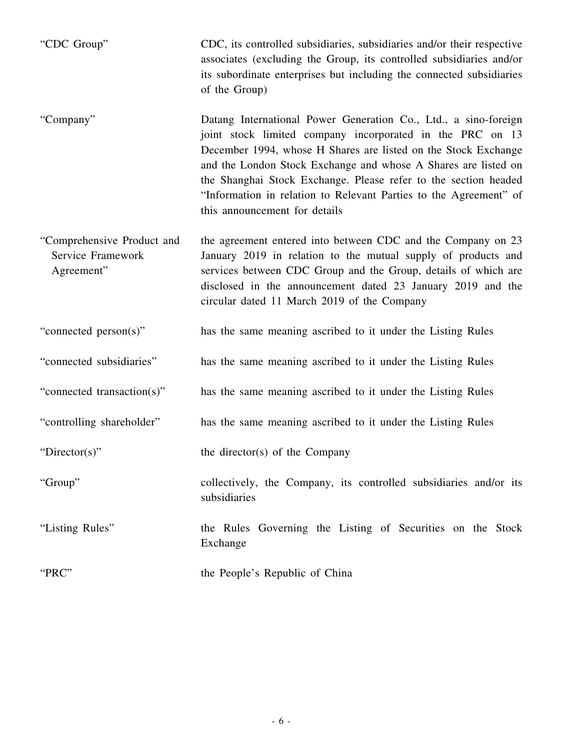| | |
|---|---|
| "CDC Group" | CDC, its controlled subsidiaries, subsidiaries and/or their respective associates (excluding the Group, its controlled subsidiaries and/or its subordinate enterprises but including the connected subsidiaries of the Group) |
| "Company" | Datang International Power Generation Co., Ltd., a sino-foreign joint stock limited company incorporated in the PRC on 13 December 1994, whose H Shares are listed on the Stock Exchange and the London Stock Exchange and whose A Shares are listed on the Shanghai Stock Exchange. Please refer to the section headed "Information in relation to Relevant Parties to the Agreement" of this announcement for details |
| "Comprehensive Product and Service Framework Agreement" | the agreement entered into between CDC and the Company on 23 January 2019 in relation to the mutual supply of products and services between CDC Group and the Group, details of which are disclosed in the announcement dated 23 January 2019 and the circular dated 11 March 2019 of the Company |
| "connected person(s)" | has the same meaning ascribed to it under the Listing Rules |
| "connected subsidiaries" | has the same meaning ascribed to it under the Listing Rules |
| "connected transaction(s)" | has the same meaning ascribed to it under the Listing Rules |
| "controlling shareholder" | has the same meaning ascribed to it under the Listing Rules |
| "Director(s)" | the director(s) of the Company |
| "Group" | collectively, the Company, its controlled subsidiaries and/or its subsidiaries |
| "Listing Rules" | the Rules Governing the Listing of Securities on the Stock Exchange |
| "PRC" | the People's Republic of China |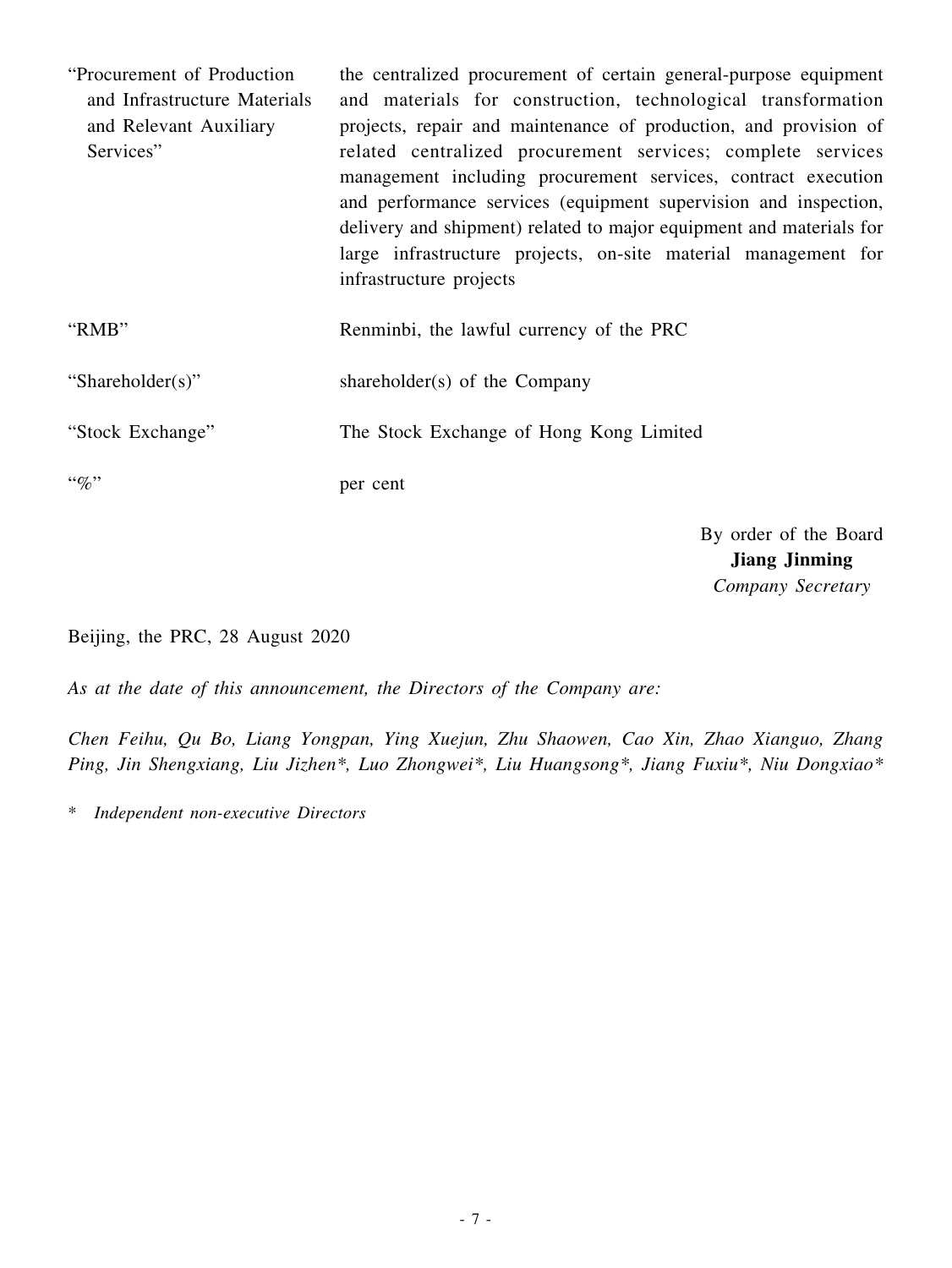| | |
|---|---|
| "Procurement of Production and Infrastructure Materials and Relevant Auxiliary Services" | the centralized procurement of certain general-purpose equipment and materials for construction, technological transformation projects, repair and maintenance of production, and provision of related centralized procurement services; complete services management including procurement services, contract execution and performance services (equipment supervision and inspection, delivery and shipment) related to major equipment and materials for large infrastructure projects, on-site material management for infrastructure projects |
| "RMB" | Renminbi, the lawful currency of the PRC |
| "Shareholder(s)" | shareholder(s) of the Company |
| "Stock Exchange" | The Stock Exchange of Hong Kong Limited |
| "%" | per cent |

By order of the Board
**Jiang Jinming**
*Company Secretary*

Beijing, the PRC, 28 August 2020

*As at the date of this announcement, the Directors of the Company are:*

*Chen Feihu, Qu Bo, Liang Yongpan, Ying Xuejun, Zhu Shaowen, Cao Xin, Zhao Xianguo, Zhang Ping, Jin Shengxiang, Liu Jizhen*, Luo Zhongwei*, Liu Huangsong*, Jiang Fuxiu*, Niu Dongxiao**

\* *Independent non-executive Directors*